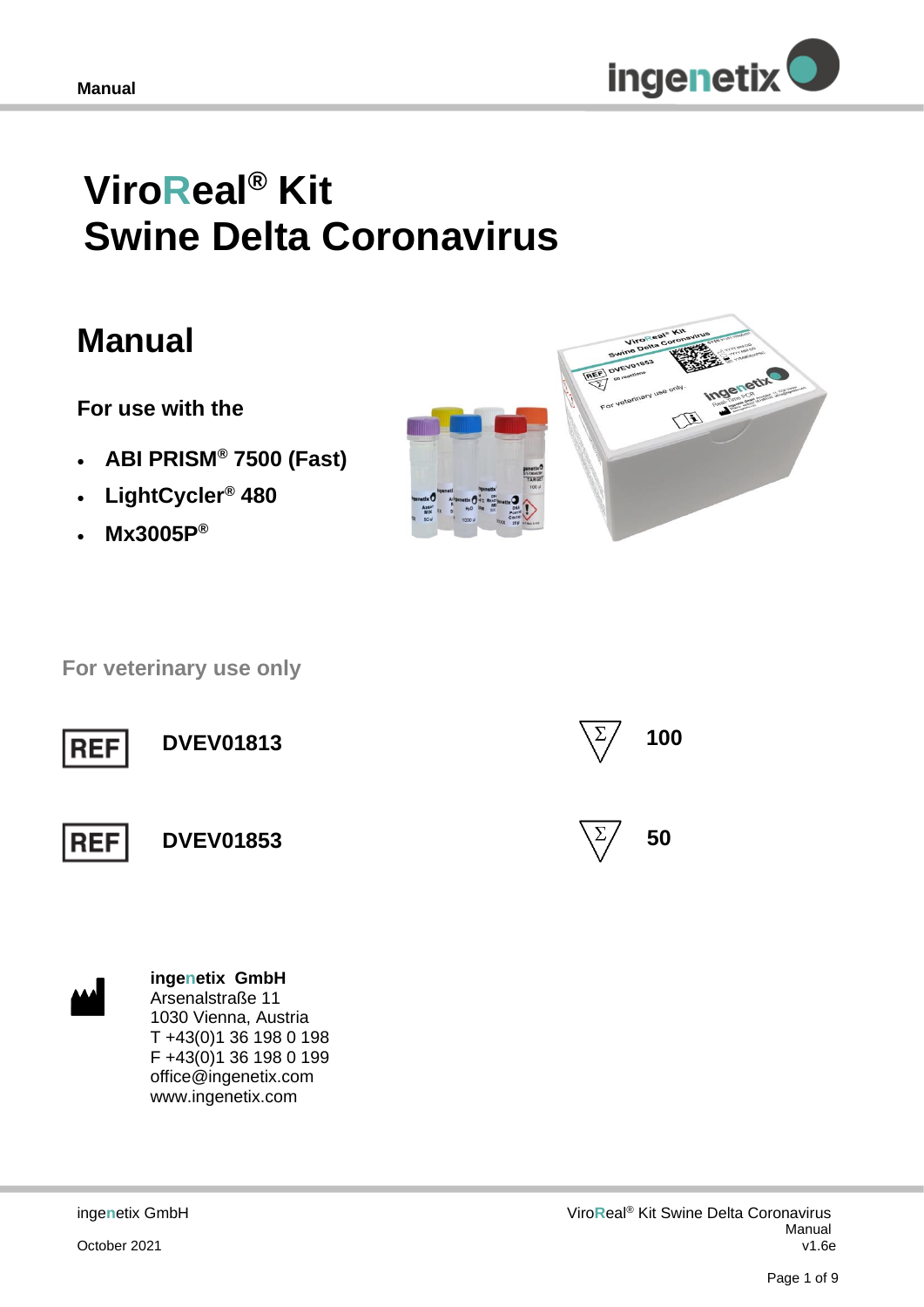# ViroReal® Kit Swine Delta Coronavirus

## Manual

**For use with the**

- **ABI PRISM® 7500 (Fast)**
- **LightCycler® 480**
- **Mx3005P®**

**For veterinary use only**

| REF | DVEV01813 | Σ | 100 |
|---|---|---|---|
| REF | DVEV01853 | Σ | 50 |

**ingenetix GmbH**
Arsenalstraße 11
1030 Vienna, Austria
T +43(0)1 36 198 0 198
F +43(0)1 36 198 0 199
office@ingenetix.com
www.ingenetix.com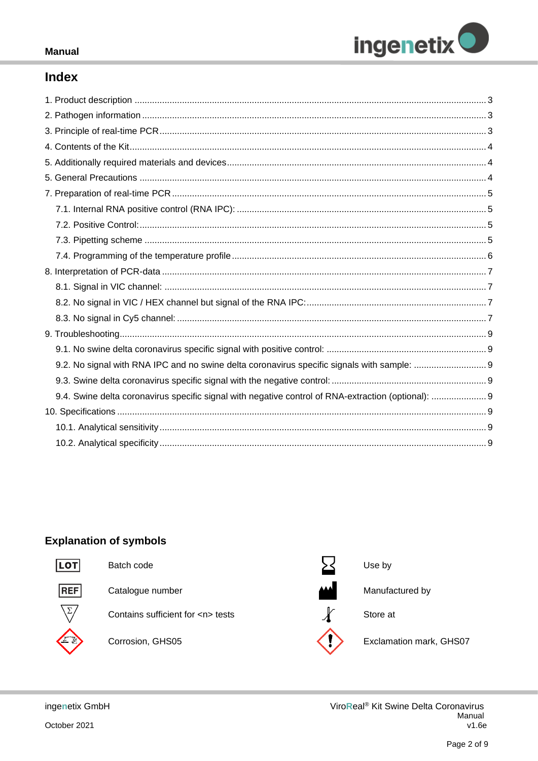# Index

1. Product description ........................................................................................................... 3
2. Pathogen information ........................................................................................................ 3
3. Principle of real-time PCR ................................................................................................. 3
4. Contents of the Kit ............................................................................................................. 4
5. Additionally required materials and devices ...................................................................... 4
5. General Precautions .......................................................................................................... 4
7. Preparation of real-time PCR ............................................................................................. 5
   - 7.1. Internal RNA positive control (RNA IPC): ................................................................... 5
   - 7.2. Positive Control: ......................................................................................................... 5
   - 7.3. Pipetting scheme ....................................................................................................... 5
   - 7.4. Programming of the temperature profile ..................................................................... 6
8. Interpretation of PCR-data ................................................................................................. 7
   - 8.1. Signal in VIC channel: ................................................................................................ 7
   - 8.2. No signal in VIC / HEX channel but signal of the RNA IPC: ........................................ 7
   - 8.3. No signal in Cy5 channel: ........................................................................................... 7
9. Troubleshooting ................................................................................................................. 9
   - 9.1. No swine delta coronavirus specific signal with positive control: ................................ 9
   - 9.2. No signal with RNA IPC and no swine delta coronavirus specific signals with sample: ............................. 9
   - 9.3. Swine delta coronavirus specific signal with the negative control: ............................. 9
   - 9.4. Swine delta coronavirus specific signal with negative control of RNA-extraction (optional): ...................... 9
10. Specifications .................................................................................................................. 9
    - 10.1. Analytical sensitivity ................................................................................................. 9
    - 10.2. Analytical specificity ................................................................................................. 9

## Explanation of symbols

| Symbol | Meaning | Symbol | Meaning |
|---|---|---|---|
| LOT | Batch code | | Use by |
| REF | Catalogue number | | Manufactured by |
| Σ | Contains sufficient for <n> tests | | Store at |
| | Corrosion, GHS05 | | Exclamation mark, GHS07 |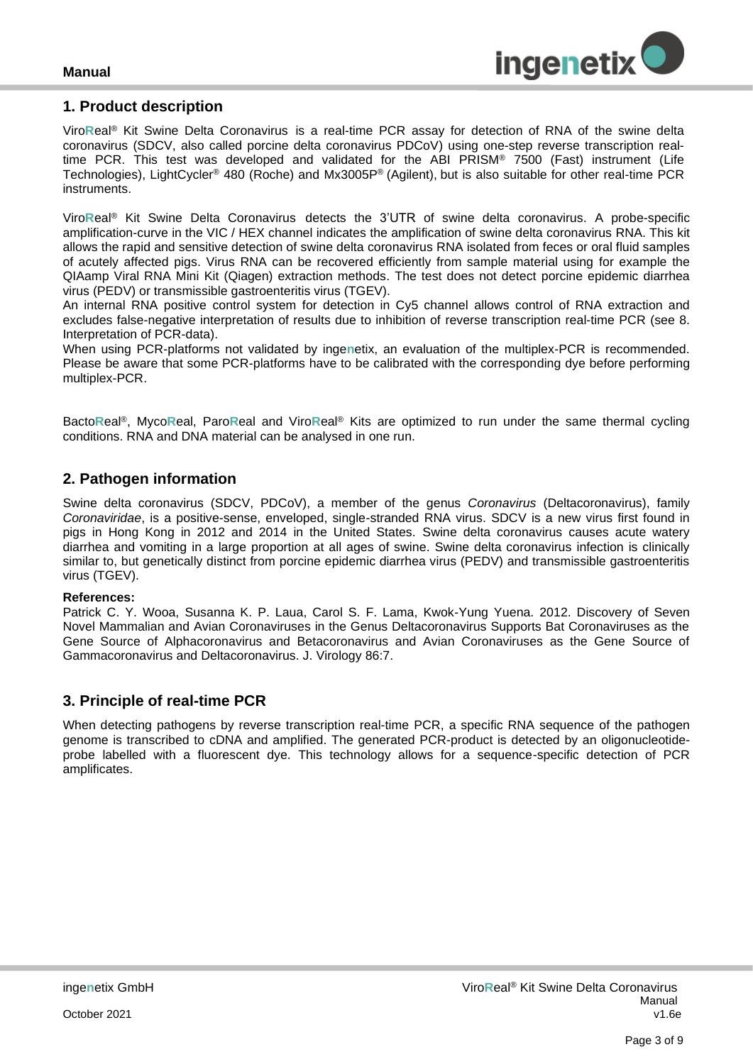## 1. Product description

ViroReal® Kit Swine Delta Coronavirus is a real-time PCR assay for detection of RNA of the swine delta coronavirus (SDCV, also called porcine delta coronavirus PDCoV) using one-step reverse transcription real-time PCR. This test was developed and validated for the ABI PRISM® 7500 (Fast) instrument (Life Technologies), LightCycler® 480 (Roche) and Mx3005P® (Agilent), but is also suitable for other real-time PCR instruments.

ViroReal® Kit Swine Delta Coronavirus detects the 3'UTR of swine delta coronavirus. A probe-specific amplification-curve in the VIC / HEX channel indicates the amplification of swine delta coronavirus RNA. This kit allows the rapid and sensitive detection of swine delta coronavirus RNA isolated from feces or oral fluid samples of acutely affected pigs. Virus RNA can be recovered efficiently from sample material using for example the QIAamp Viral RNA Mini Kit (Qiagen) extraction methods. The test does not detect porcine epidemic diarrhea virus (PEDV) or transmissible gastroenteritis virus (TGEV).
An internal RNA positive control system for detection in Cy5 channel allows control of RNA extraction and excludes false-negative interpretation of results due to inhibition of reverse transcription real-time PCR (see 8. Interpretation of PCR-data).
When using PCR-platforms not validated by ingenetix, an evaluation of the multiplex-PCR is recommended. Please be aware that some PCR-platforms have to be calibrated with the corresponding dye before performing multiplex-PCR.

BactoReal®, MycoReal, ParoReal and ViroReal® Kits are optimized to run under the same thermal cycling conditions. RNA and DNA material can be analysed in one run.

## 2. Pathogen information

Swine delta coronavirus (SDCV, PDCoV), a member of the genus *Coronavirus* (Deltacoronavirus), family *Coronaviridae*, is a positive-sense, enveloped, single-stranded RNA virus. SDCV is a new virus first found in pigs in Hong Kong in 2012 and 2014 in the United States. Swine delta coronavirus causes acute watery diarrhea and vomiting in a large proportion at all ages of swine. Swine delta coronavirus infection is clinically similar to, but genetically distinct from porcine epidemic diarrhea virus (PEDV) and transmissible gastroenteritis virus (TGEV).

**References:**
Patrick C. Y. Wooa, Susanna K. P. Laua, Carol S. F. Lama, Kwok-Yung Yuena. 2012. Discovery of Seven Novel Mammalian and Avian Coronaviruses in the Genus Deltacoronavirus Supports Bat Coronaviruses as the Gene Source of Alphacoronavirus and Betacoronavirus and Avian Coronaviruses as the Gene Source of Gammacoronavirus and Deltacoronavirus. J. Virology 86:7.

## 3. Principle of real-time PCR

When detecting pathogens by reverse transcription real-time PCR, a specific RNA sequence of the pathogen genome is transcribed to cDNA and amplified. The generated PCR-product is detected by an oligonucleotide-probe labelled with a fluorescent dye. This technology allows for a sequence-specific detection of PCR amplificates.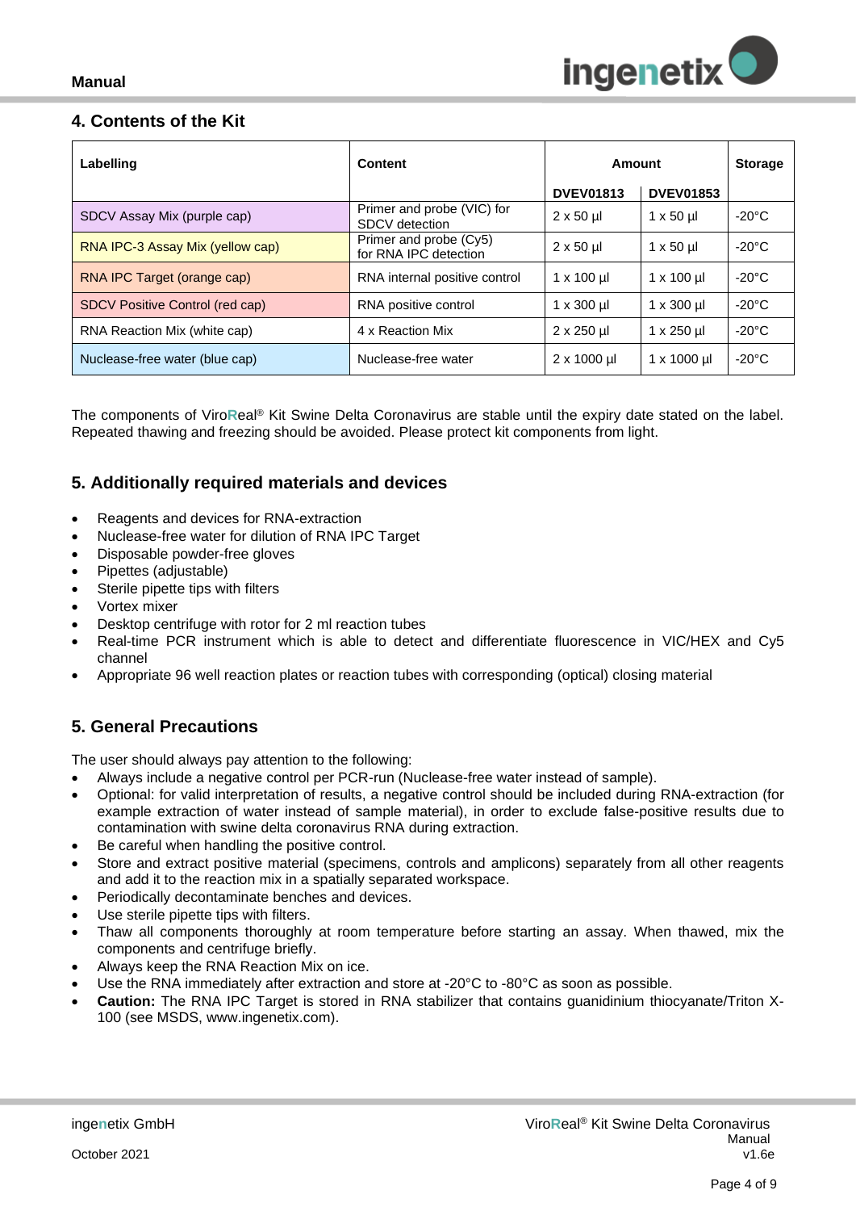## 4. Contents of the Kit

| Labelling | Content | Amount | | Storage |
|---|---|---|---|---|
| | | DVEV01813 | DVEV01853 | |
| SDCV Assay Mix (purple cap) | Primer and probe (VIC) for SDCV detection | 2 x 50 µl | 1 x 50 µl | -20°C |
| RNA IPC-3 Assay Mix (yellow cap) | Primer and probe (Cy5) for RNA IPC detection | 2 x 50 µl | 1 x 50 µl | -20°C |
| RNA IPC Target (orange cap) | RNA internal positive control | 1 x 100 µl | 1 x 100 µl | -20°C |
| SDCV Positive Control (red cap) | RNA positive control | 1 x 300 µl | 1 x 300 µl | -20°C |
| RNA Reaction Mix (white cap) | 4 x Reaction Mix | 2 x 250 µl | 1 x 250 µl | -20°C |
| Nuclease-free water (blue cap) | Nuclease-free water | 2 x 1000 µl | 1 x 1000 µl | -20°C |

The components of ViroReal® Kit Swine Delta Coronavirus are stable until the expiry date stated on the label. Repeated thawing and freezing should be avoided. Please protect kit components from light.

## 5. Additionally required materials and devices

- Reagents and devices for RNA-extraction
- Nuclease-free water for dilution of RNA IPC Target
- Disposable powder-free gloves
- Pipettes (adjustable)
- Sterile pipette tips with filters
- Vortex mixer
- Desktop centrifuge with rotor for 2 ml reaction tubes
- Real-time PCR instrument which is able to detect and differentiate fluorescence in VIC/HEX and Cy5 channel
- Appropriate 96 well reaction plates or reaction tubes with corresponding (optical) closing material

## 5. General Precautions

The user should always pay attention to the following:

- Always include a negative control per PCR-run (Nuclease-free water instead of sample).
- Optional: for valid interpretation of results, a negative control should be included during RNA-extraction (for example extraction of water instead of sample material), in order to exclude false-positive results due to contamination with swine delta coronavirus RNA during extraction.
- Be careful when handling the positive control.
- Store and extract positive material (specimens, controls and amplicons) separately from all other reagents and add it to the reaction mix in a spatially separated workspace.
- Periodically decontaminate benches and devices.
- Use sterile pipette tips with filters.
- Thaw all components thoroughly at room temperature before starting an assay. When thawed, mix the components and centrifuge briefly.
- Always keep the RNA Reaction Mix on ice.
- Use the RNA immediately after extraction and store at -20°C to -80°C as soon as possible.
- **Caution:** The RNA IPC Target is stored in RNA stabilizer that contains guanidinium thiocyanate/Triton X-100 (see MSDS, www.ingenetix.com).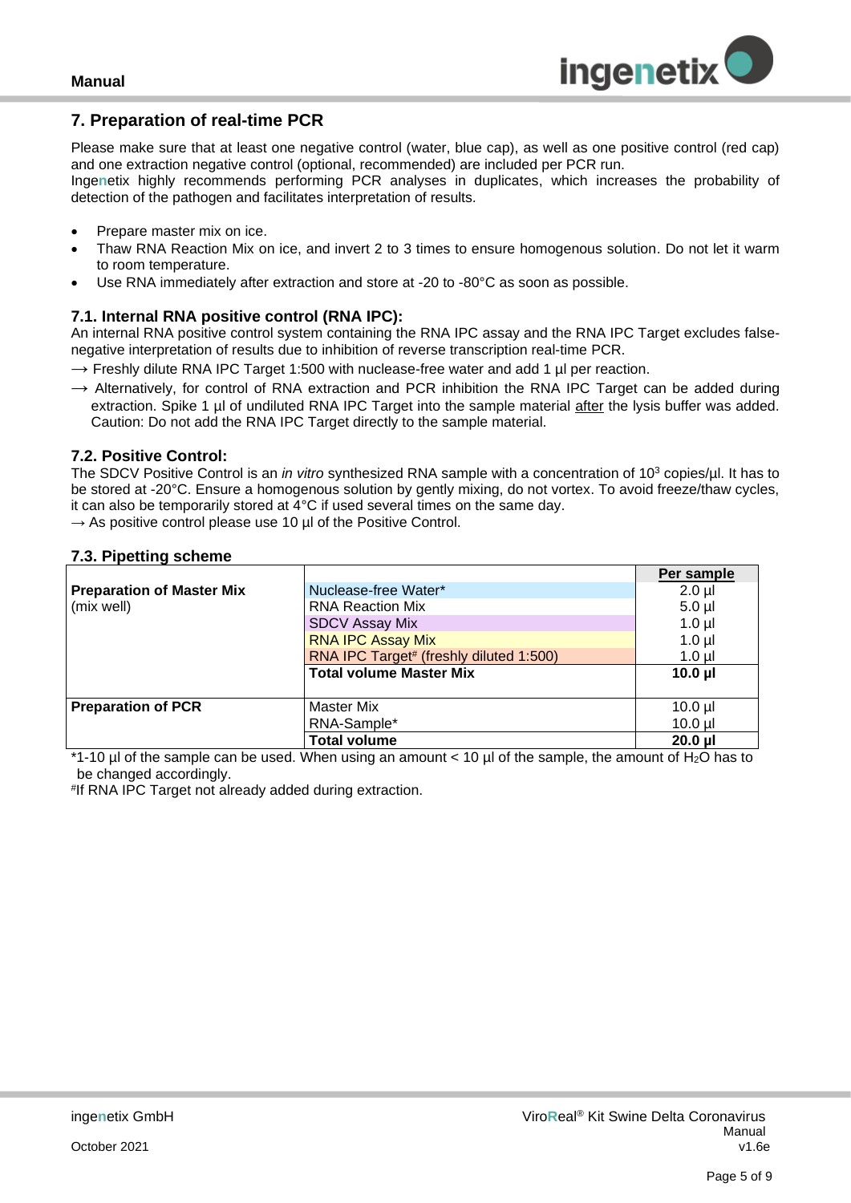## 7. Preparation of real-time PCR

Please make sure that at least one negative control (water, blue cap), as well as one positive control (red cap) and one extraction negative control (optional, recommended) are included per PCR run.
Ingenetix highly recommends performing PCR analyses in duplicates, which increases the probability of detection of the pathogen and facilitates interpretation of results.

- Prepare master mix on ice.
- Thaw RNA Reaction Mix on ice, and invert 2 to 3 times to ensure homogenous solution. Do not let it warm to room temperature.
- Use RNA immediately after extraction and store at -20 to -80°C as soon as possible.

### 7.1. Internal RNA positive control (RNA IPC):

An internal RNA positive control system containing the RNA IPC assay and the RNA IPC Target excludes false-negative interpretation of results due to inhibition of reverse transcription real-time PCR.

→ Freshly dilute RNA IPC Target 1:500 with nuclease-free water and add 1 µl per reaction.

→ Alternatively, for control of RNA extraction and PCR inhibition the RNA IPC Target can be added during extraction. Spike 1 µl of undiluted RNA IPC Target into the sample material after the lysis buffer was added. Caution: Do not add the RNA IPC Target directly to the sample material.

### 7.2. Positive Control:

The SDCV Positive Control is an *in vitro* synthesized RNA sample with a concentration of $10^3$ copies/µl. It has to be stored at -20°C. Ensure a homogenous solution by gently mixing, do not vortex. To avoid freeze/thaw cycles, it can also be temporarily stored at 4°C if used several times on the same day.

→ As positive control please use 10 µl of the Positive Control.

### 7.3. Pipetting scheme

| | | **Per sample** |
|---|---|---|
| **Preparation of Master Mix** (mix well) | Nuclease-free Water* | 2.0 µl |
| | RNA Reaction Mix | 5.0 µl |
| | SDCV Assay Mix | 1.0 µl |
| | RNA IPC Assay Mix | 1.0 µl |
| | RNA IPC Target# (freshly diluted 1:500) | 1.0 µl |
| | **Total volume Master Mix** | **10.0 µl** |
| **Preparation of PCR** | Master Mix | 10.0 µl |
| | RNA-Sample* | 10.0 µl |
| | **Total volume** | **20.0 µl** |

*1-10 µl of the sample can be used. When using an amount < 10 µl of the sample, the amount of $H_2O$ has to be changed accordingly.

#If RNA IPC Target not already added during extraction.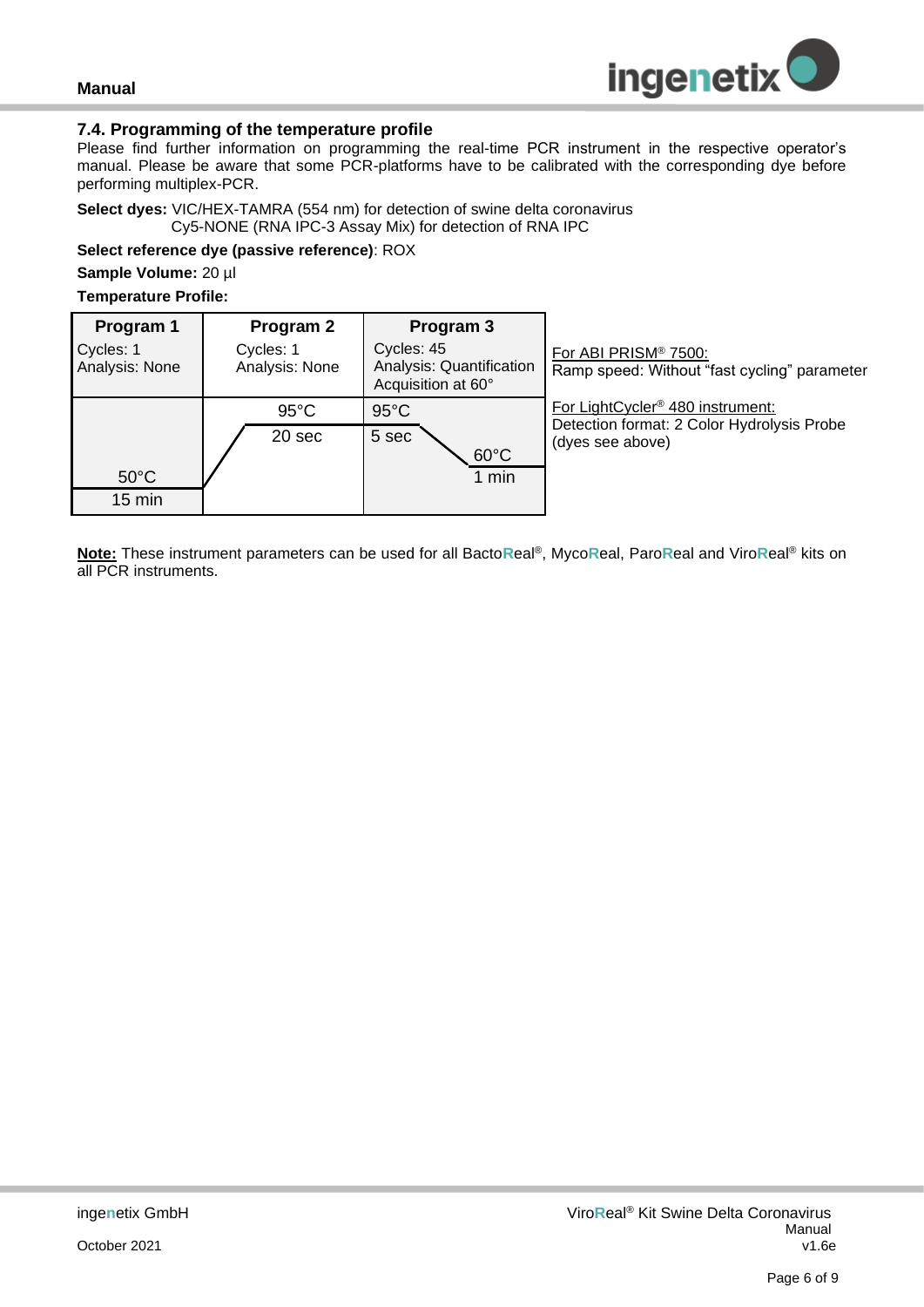### 7.4. Programming of the temperature profile

Please find further information on programming the real-time PCR instrument in the respective operator's manual. Please be aware that some PCR-platforms have to be calibrated with the corresponding dye before performing multiplex-PCR.

**Select dyes:** VIC/HEX-TAMRA (554 nm) for detection of swine delta coronavirus
Cy5-NONE (RNA IPC-3 Assay Mix) for detection of RNA IPC

**Select reference dye (passive reference)**: ROX

**Sample Volume:** 20 µl

**Temperature Profile:**

| Program 1 | Program 2 | Program 3 |
|---|---|---|
| Cycles: 1<br>Analysis: None | Cycles: 1<br>Analysis: None | Cycles: 45<br>Analysis: Quantification<br>Acquisition at 60° |
| 50°C<br>15 min | 95°C<br>20 sec | 95°C<br>5 sec<br>60°C<br>1 min |

For ABI PRISM® 7500:
Ramp speed: Without "fast cycling" parameter

For LightCycler® 480 instrument:
Detection format: 2 Color Hydrolysis Probe (dyes see above)

**Note:** These instrument parameters can be used for all BactoReal®, MycoReal, ParoReal and ViroReal® kits on all PCR instruments.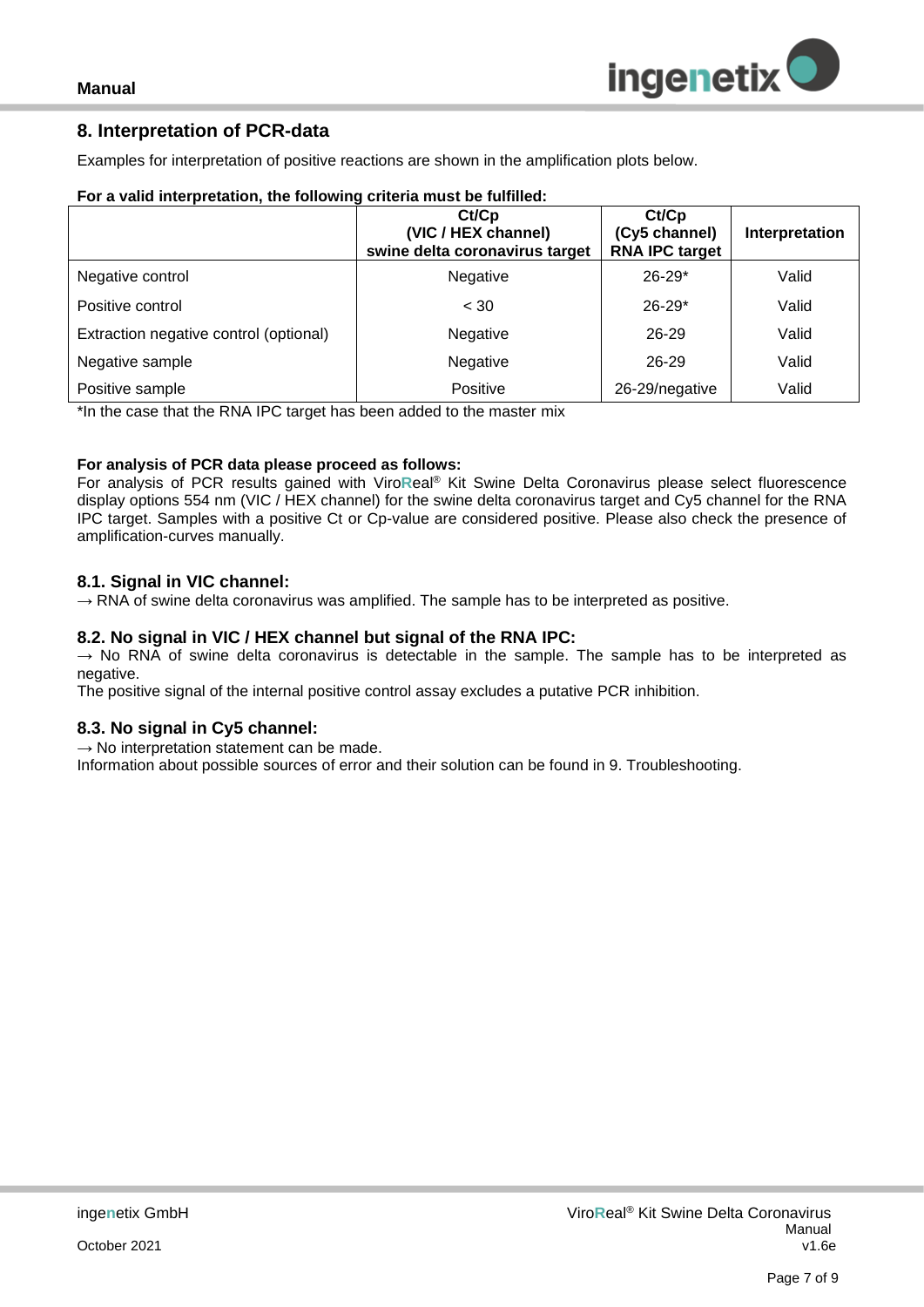## 8. Interpretation of PCR-data

Examples for interpretation of positive reactions are shown in the amplification plots below.

**For a valid interpretation, the following criteria must be fulfilled:**

| | Ct/Cp (VIC / HEX channel) swine delta coronavirus target | Ct/Cp (Cy5 channel) RNA IPC target | Interpretation |
|---|---|---|---|
| Negative control | Negative | 26-29* | Valid |
| Positive control | < 30 | 26-29* | Valid |
| Extraction negative control (optional) | Negative | 26-29 | Valid |
| Negative sample | Negative | 26-29 | Valid |
| Positive sample | Positive | 26-29/negative | Valid |

*In the case that the RNA IPC target has been added to the master mix

**For analysis of PCR data please proceed as follows:**
For analysis of PCR results gained with ViroReal® Kit Swine Delta Coronavirus please select fluorescence display options 554 nm (VIC / HEX channel) for the swine delta coronavirus target and Cy5 channel for the RNA IPC target. Samples with a positive Ct or Cp-value are considered positive. Please also check the presence of amplification-curves manually.

### 8.1. Signal in VIC channel:

→ RNA of swine delta coronavirus was amplified. The sample has to be interpreted as positive.

### 8.2. No signal in VIC / HEX channel but signal of the RNA IPC:

→ No RNA of swine delta coronavirus is detectable in the sample. The sample has to be interpreted as negative.
The positive signal of the internal positive control assay excludes a putative PCR inhibition.

### 8.3. No signal in Cy5 channel:

→ No interpretation statement can be made.
Information about possible sources of error and their solution can be found in 9. Troubleshooting.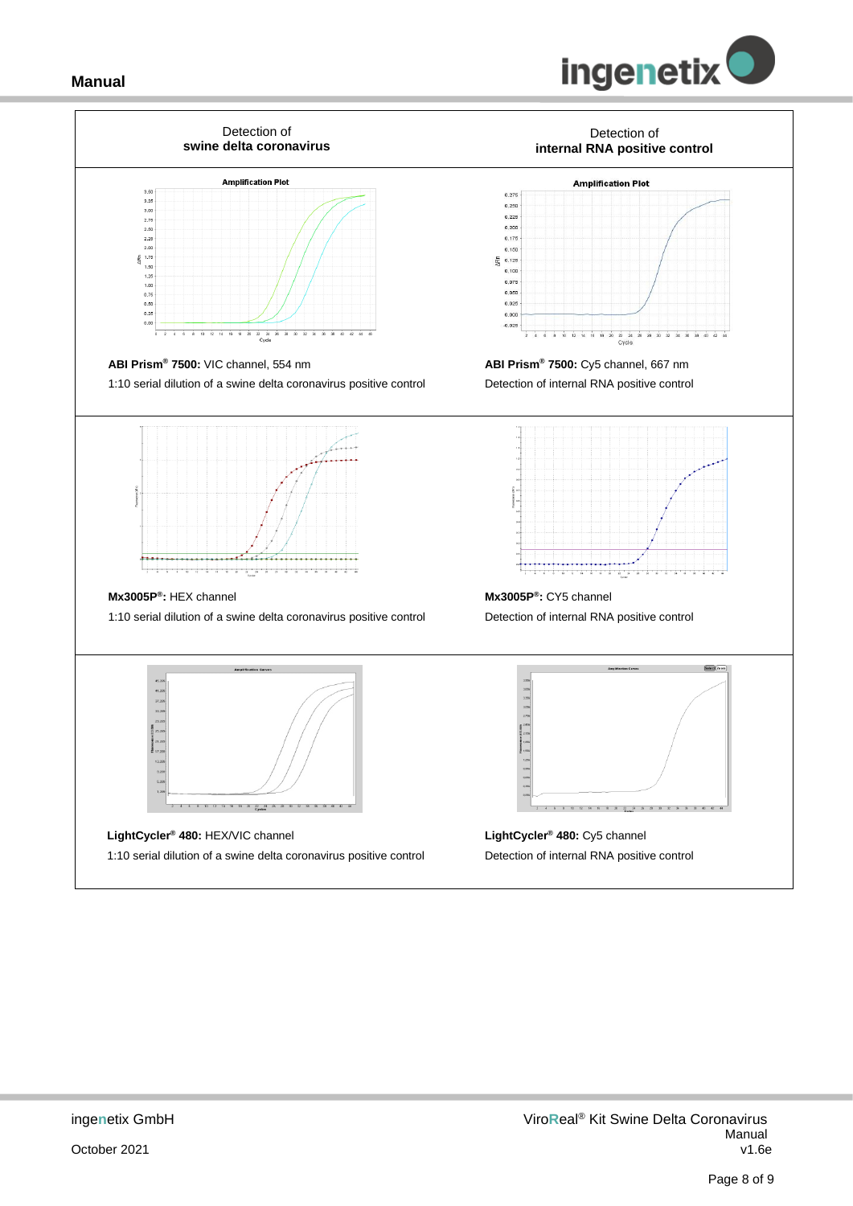| Detection of **swine delta coronavirus** | Detection of **internal RNA positive control** |
|---|---|
| **ABI Prism® 7500:** VIC channel, 554 nm<br>1:10 serial dilution of a swine delta coronavirus positive control | **ABI Prism® 7500:** Cy5 channel, 667 nm<br>Detection of internal RNA positive control |
| **Mx3005P®:** HEX channel<br>1:10 serial dilution of a swine delta coronavirus positive control | **Mx3005P®:** CY5 channel<br>Detection of internal RNA positive control |
| **LightCycler® 480:** HEX/VIC channel<br>1:10 serial dilution of a swine delta coronavirus positive control | **LightCycler® 480:** Cy5 channel<br>Detection of internal RNA positive control |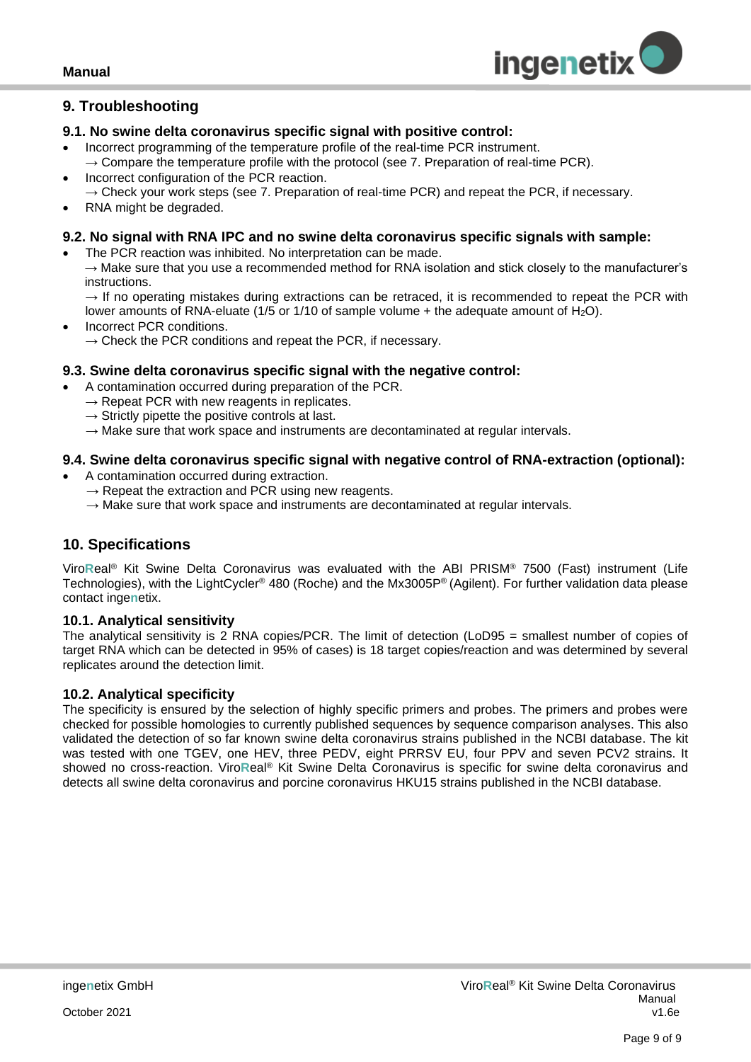## 9. Troubleshooting

### 9.1. No swine delta coronavirus specific signal with positive control:

- Incorrect programming of the temperature profile of the real-time PCR instrument.
  → Compare the temperature profile with the protocol (see 7. Preparation of real-time PCR).
- Incorrect configuration of the PCR reaction.
  → Check your work steps (see 7. Preparation of real-time PCR) and repeat the PCR, if necessary.
- RNA might be degraded.

### 9.2. No signal with RNA IPC and no swine delta coronavirus specific signals with sample:

- The PCR reaction was inhibited. No interpretation can be made.
  → Make sure that you use a recommended method for RNA isolation and stick closely to the manufacturer's instructions.
  → If no operating mistakes during extractions can be retraced, it is recommended to repeat the PCR with lower amounts of RNA-eluate (1/5 or 1/10 of sample volume + the adequate amount of $H_2O$).
- Incorrect PCR conditions.
  → Check the PCR conditions and repeat the PCR, if necessary.

### 9.3. Swine delta coronavirus specific signal with the negative control:

- A contamination occurred during preparation of the PCR.
  → Repeat PCR with new reagents in replicates.
  → Strictly pipette the positive controls at last.
  → Make sure that work space and instruments are decontaminated at regular intervals.

### 9.4. Swine delta coronavirus specific signal with negative control of RNA-extraction (optional):

- A contamination occurred during extraction.
  → Repeat the extraction and PCR using new reagents.
  → Make sure that work space and instruments are decontaminated at regular intervals.

## 10. Specifications

ViroReal® Kit Swine Delta Coronavirus was evaluated with the ABI PRISM® 7500 (Fast) instrument (Life Technologies), with the LightCycler® 480 (Roche) and the Mx3005P® (Agilent). For further validation data please contact ingenetix.

### 10.1. Analytical sensitivity

The analytical sensitivity is 2 RNA copies/PCR. The limit of detection (LoD95 = smallest number of copies of target RNA which can be detected in 95% of cases) is 18 target copies/reaction and was determined by several replicates around the detection limit.

### 10.2. Analytical specificity

The specificity is ensured by the selection of highly specific primers and probes. The primers and probes were checked for possible homologies to currently published sequences by sequence comparison analyses. This also validated the detection of so far known swine delta coronavirus strains published in the NCBI database. The kit was tested with one TGEV, one HEV, three PEDV, eight PRRSV EU, four PPV and seven PCV2 strains. It showed no cross-reaction. ViroReal® Kit Swine Delta Coronavirus is specific for swine delta coronavirus and detects all swine delta coronavirus and porcine coronavirus HKU15 strains published in the NCBI database.